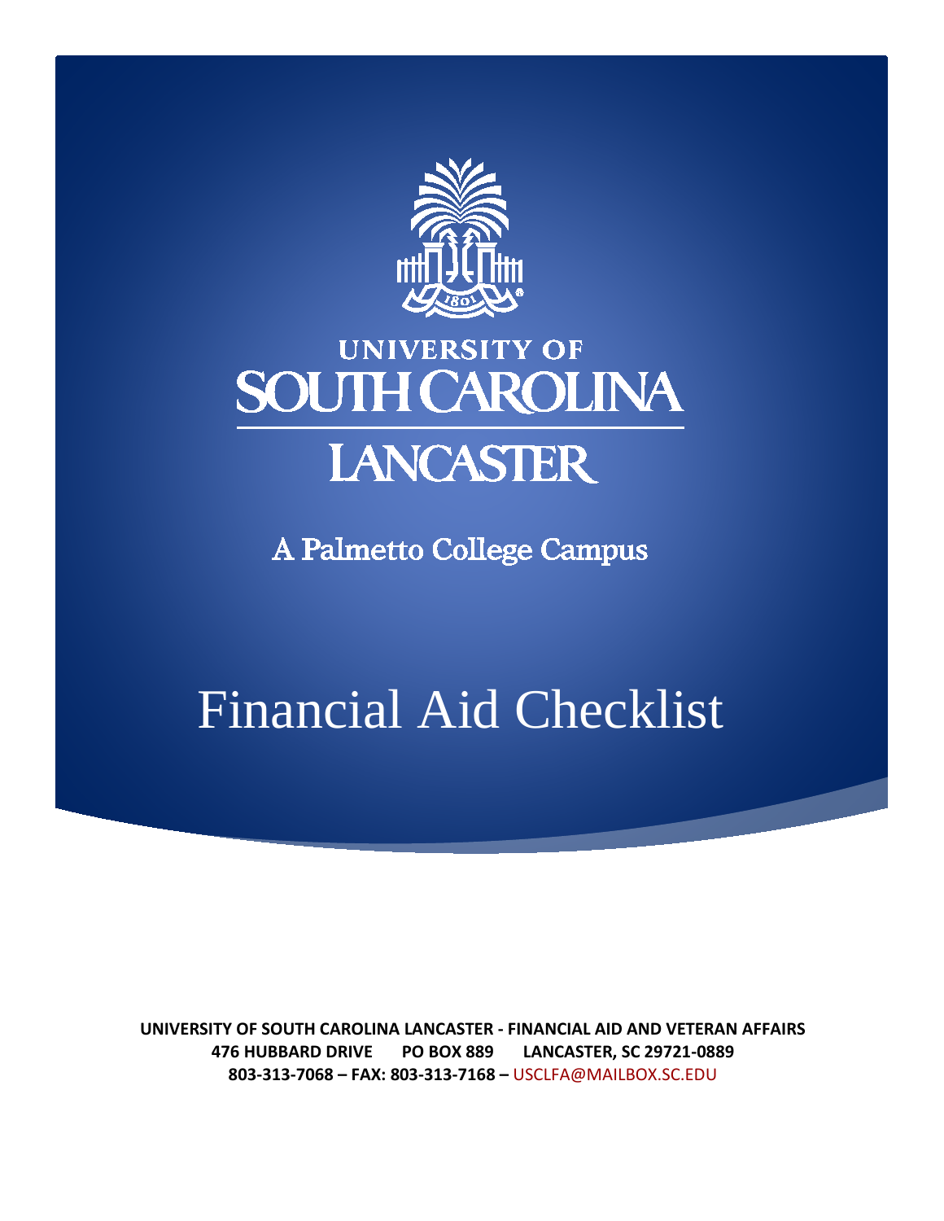UNIVERSITY OF
SOUTH CAROLINA
LANCASTER

A Palmetto College Campus

# Financial Aid Checklist

**UNIVERSITY OF SOUTH CAROLINA LANCASTER - FINANCIAL AID AND VETERAN AFFAIRS**
**476 HUBBARD DRIVE PO BOX 889 LANCASTER, SC 29721-0889**
**803-313-7068 – FAX: 803-313-7168 –** USCLFA@MAILBOX.SC.EDU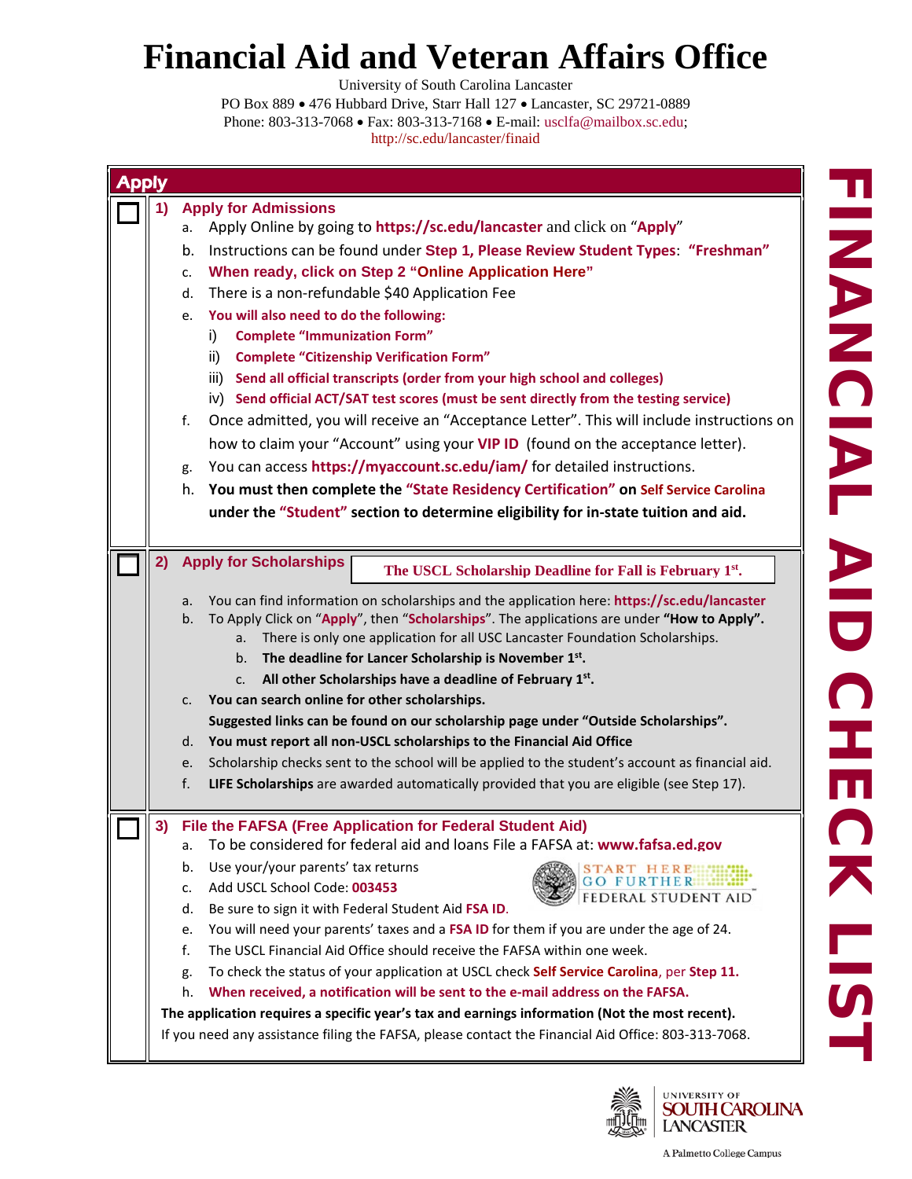# Financial Aid and Veteran Affairs Office

University of South Carolina Lancaster
PO Box 889 • 476 Hubbard Drive, Starr Hall 127 • Lancaster, SC 29721-0889
Phone: 803-313-7068 • Fax: 803-313-7168 • E-mail: usclfa@mailbox.sc.edu;
http://sc.edu/lancaster/finaid

**FINANCIAL AID CHECK LIST**

## Apply

### ☐ 1) Apply for Admissions

a. Apply Online by going to **https://sc.edu/lancaster** and click on "**Apply**"

b. Instructions can be found under **Step 1, Please Review Student Types**: **"Freshman"**

c. **When ready, click on Step 2 "Online Application Here"**

d. There is a non-refundable $40 Application Fee

e. **You will also need to do the following:**

  i) **Complete "Immunization Form"**

  ii) **Complete "Citizenship Verification Form"**

  iii) **Send all official transcripts (order from your high school and colleges)**

  iv) **Send official ACT/SAT test scores (must be sent directly from the testing service)**

f. Once admitted, you will receive an "Acceptance Letter". This will include instructions on how to claim your "Account" using your **VIP ID** (found on the acceptance letter).

g. You can access **https://myaccount.sc.edu/iam/** for detailed instructions.

h. **You must then complete the "State Residency Certification" on Self Service Carolina under the "Student" section to determine eligibility for in-state tuition and aid.**

### ☐ 2) Apply for Scholarships

**The USCL Scholarship Deadline for Fall is February 1st.**

a. You can find information on scholarships and the application here: **https://sc.edu/lancaster**

b. To Apply Click on "**Apply**", then "**Scholarships**". The applications are under **"How to Apply".**

  a. There is only one application for all USC Lancaster Foundation Scholarships.

  b. **The deadline for Lancer Scholarship is November 1st.**

  c. **All other Scholarships have a deadline of February 1st.**

c. **You can search online for other scholarships. Suggested links can be found on our scholarship page under "Outside Scholarships".**

d. **You must report all non-USCL scholarships to the Financial Aid Office**

e. Scholarship checks sent to the school will be applied to the student's account as financial aid.

f. **LIFE Scholarships** are awarded automatically provided that you are eligible (see Step 17).

### ☐ 3) File the FAFSA (Free Application for Federal Student Aid)

a. To be considered for federal aid and loans File a FAFSA at: **www.fafsa.ed.gov**

b. Use your/your parents' tax returns

c. Add USCL School Code: **003453**

d. Be sure to sign it with Federal Student Aid **FSA ID**.

e. You will need your parents' taxes and a **FSA ID** for them if you are under the age of 24.

f. The USCL Financial Aid Office should receive the FAFSA within one week.

g. To check the status of your application at USCL check **Self Service Carolina**, per **Step 11.**

h. **When received, a notification will be sent to the e-mail address on the FAFSA.**

**The application requires a specific year's tax and earnings information (Not the most recent).**

If you need any assistance filing the FAFSA, please contact the Financial Aid Office: 803-313-7068.

University of South Carolina Lancaster
A Palmetto College Campus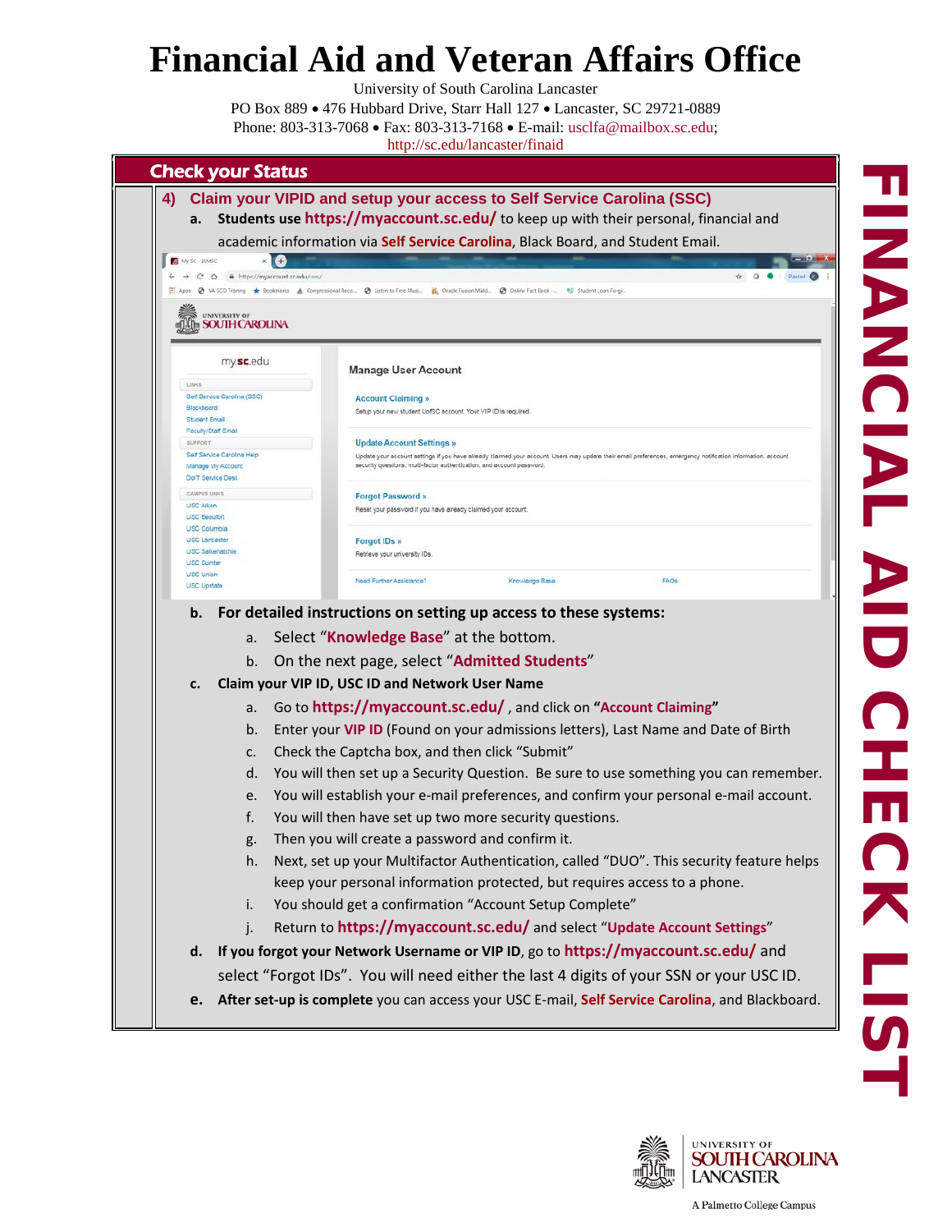# Financial Aid and Veteran Affairs Office

University of South Carolina Lancaster
PO Box 889 • 476 Hubbard Drive, Starr Hall 127 • Lancaster, SC 29721-0889
Phone: 803-313-7068 • Fax: 803-313-7168 • E-mail: usclfa@mailbox.sc.edu;
http://sc.edu/lancaster/finaid

## Check your Status

### 4) Claim your VIPID and setup your access to Self Service Carolina (SSC)

a. **Students use https://myaccount.sc.edu/** to keep up with their personal, financial and academic information via **Self Service Carolina**, Black Board, and Student Email.

b. **For detailed instructions on setting up access to these systems:**
   a. Select "**Knowledge Base**" at the bottom.
   b. On the next page, select "**Admitted Students**"

c. **Claim your VIP ID, USC ID and Network User Name**
   a. Go to **https://myaccount.sc.edu/** , and click on **"Account Claiming"**
   b. Enter your **VIP ID** (Found on your admissions letters), Last Name and Date of Birth
   c. Check the Captcha box, and then click "Submit"
   d. You will then set up a Security Question. Be sure to use something you can remember.
   e. You will establish your e-mail preferences, and confirm your personal e-mail account.
   f. You will then have set up two more security questions.
   g. Then you will create a password and confirm it.
   h. Next, set up your Multifactor Authentication, called "DUO". This security feature helps keep your personal information protected, but requires access to a phone.
   i. You should get a confirmation "Account Setup Complete"
   j. Return to **https://myaccount.sc.edu/** and select "**Update Account Settings**"

d. **If you forgot your Network Username or VIP ID**, go to **https://myaccount.sc.edu/** and select "Forgot IDs". You will need either the last 4 digits of your SSN or your USC ID.

e. **After set-up is complete** you can access your USC E-mail, **Self Service Carolina**, and Blackboard.

FINANCIAL AID CHECK LIST

University of South Carolina Lancaster
A Palmetto College Campus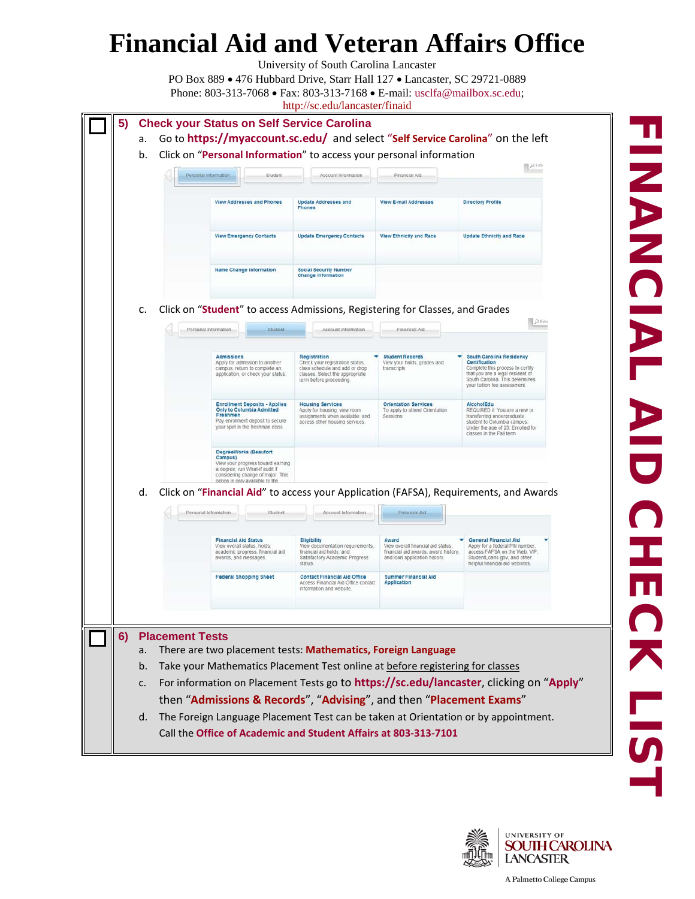# Financial Aid and Veteran Affairs Office

University of South Carolina Lancaster
PO Box 889 • 476 Hubbard Drive, Starr Hall 127 • Lancaster, SC 29721-0889
Phone: 803-313-7068 • Fax: 803-313-7168 • E-mail: usclfa@mailbox.sc.edu; http://sc.edu/lancaster/finaid

**FINANCIAL AID CHECK LIST**

## ☐ 5) Check your Status on Self Service Carolina

a. Go to **https://myaccount.sc.edu/** and select "**Self Service Carolina**" on the left

b. Click on "**Personal Information**" to access your personal information

| Personal Information | Student | Account Information | Financial Aid |
|---|---|---|---|
| View Addresses and Phones | Update Addresses and Phones | View E-mail Addresses | Directory Profile |
| View Emergency Contacts | Update Emergency Contacts | View Ethnicity and Race | Update Ethnicity and Race |
| Name Change Information | Social Security Number Change Information | | |

c. Click on "**Student**" to access Admissions, Registering for Classes, and Grades

| | | | |
|---|---|---|---|
| **Admissions** Apply for admission to another campus, return to complete an application, or check your status. | **Registration** Check your registration status, class schedule and add or drop classes. Select the appropriate term before proceeding. | **Student Records** View your holds, grades and transcripts | **South Carolina Residency Certification** Complete this process to certify that you are a legal resident of South Carolina. This determines your tuition fee assessment. |
| **Enrollment Deposits - Applies Only to Columbia Admitted Freshmen** Pay enrollment deposit to secure your spot in the freshman class. | **Housing Services** Apply for housing, view room assignments when available, and access other housing services. | **Orientation Services** To apply to attend Orientation Sessions | **AlcoholEdu** REQUIRED if: You are a new or transferring undergraduate student to Columbia campus; Under the age of 23; Enrolled for classes in the Fall term |
| **DegreeWorks (Beaufort Campus)** View your progress toward earning a degree, run What-if audit if considering change of major. This option in only available to the | | | |

d. Click on "**Financial Aid**" to access your Application (FAFSA), Requirements, and Awards

| | | | |
|---|---|---|---|
| **Financial Aid Status** View overall status, holds, academic progress, financial aid awards, and messages | **Eligibility** View documentation requirements, financial aid holds, and Satisfactory Academic Progress status | **Award** View overall financial aid status, financial aid awards, award history, and loan application history | **General Financial Aid** Apply for a federal PIN number, access FAFSA on the Web, VP, StudentLoans.gov, and other helpful financial aid websites. |
| **Federal Shopping Sheet** | **Contact Financial Aid Office** Access Financial Aid Office contact information and website. | **Summer Financial Aid Application** | |

## ☐ 6) Placement Tests

a. There are two placement tests: **Mathematics, Foreign Language**

b. Take your Mathematics Placement Test online at before registering for classes

c. For information on Placement Tests go to **https://sc.edu/lancaster**, clicking on "**Apply**" then "**Admissions & Records**", "**Advising**", and then "**Placement Exams**"

d. The Foreign Language Placement Test can be taken at Orientation or by appointment. Call the **Office of Academic and Student Affairs at 803-313-7101**

University of South Carolina Lancaster
A Palmetto College Campus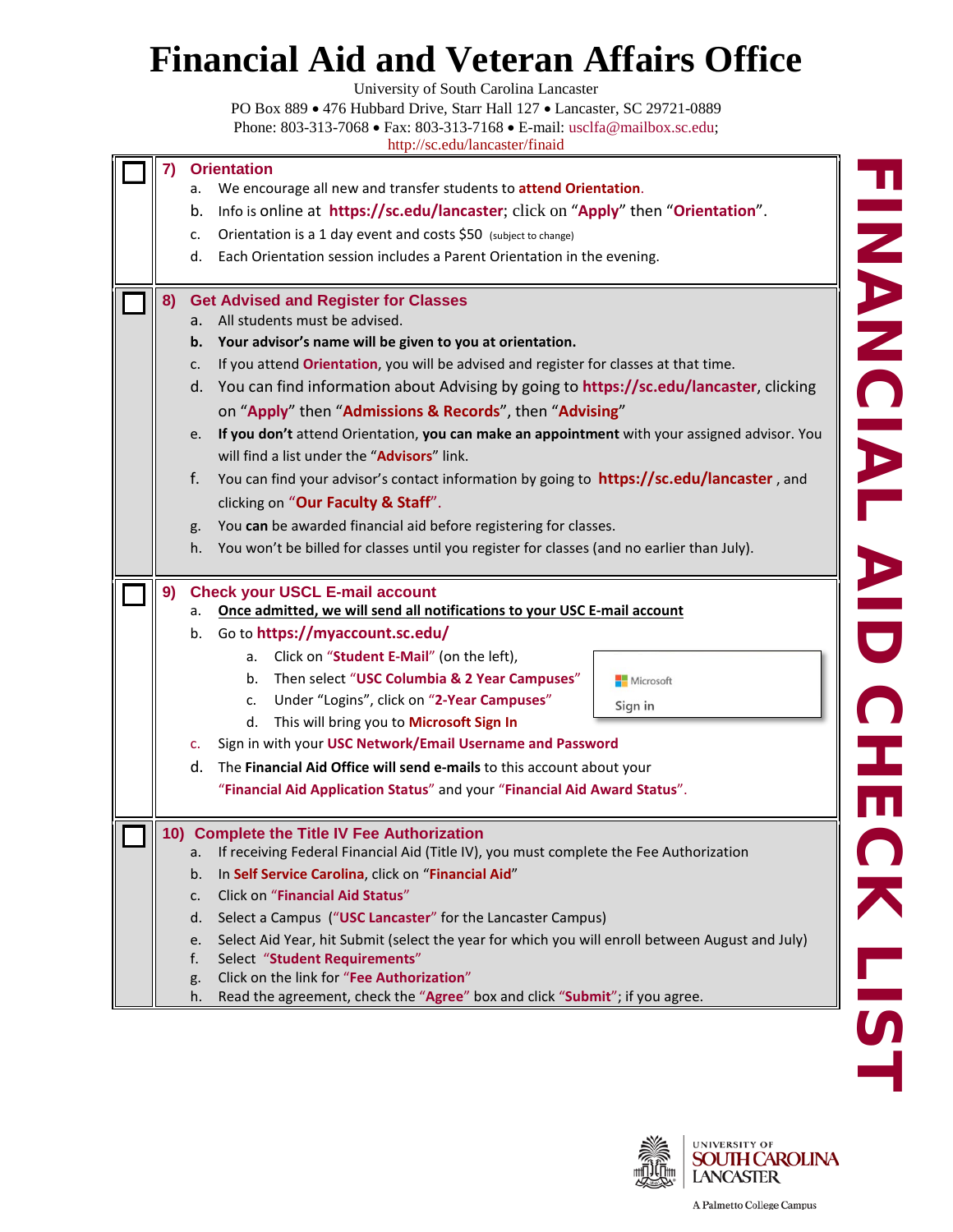# Financial Aid and Veteran Affairs Office

University of South Carolina Lancaster
PO Box 889 • 476 Hubbard Drive, Starr Hall 127 • Lancaster, SC 29721-0889
Phone: 803-313-7068 • Fax: 803-313-7168 • E-mail: usclfa@mailbox.sc.edu;
http://sc.edu/lancaster/finaid

**FINANCIAL AID CHECK LIST**

☐ **7) Orientation**

a. We encourage all new and transfer students to **attend Orientation**.
b. Info is online at **https://sc.edu/lancaster**; click on "**Apply**" then "**Orientation**".
c. Orientation is a 1 day event and costs $50 (subject to change)
d. Each Orientation session includes a Parent Orientation in the evening.

☐ **8) Get Advised and Register for Classes**

a. All students must be advised.
b. **Your advisor's name will be given to you at orientation.**
c. If you attend **Orientation**, you will be advised and register for classes at that time.
d. You can find information about Advising by going to **https://sc.edu/lancaster**, clicking on "**Apply**" then "**Admissions & Records**", then "**Advising**"
e. **If you don't** attend Orientation, **you can make an appointment** with your assigned advisor. You will find a list under the "**Advisors**" link.
f. You can find your advisor's contact information by going to **https://sc.edu/lancaster** , and clicking on "**Our Faculty & Staff**".
g. You **can** be awarded financial aid before registering for classes.
h. You won't be billed for classes until you register for classes (and no earlier than July).

☐ **9) Check your USCL E-mail account**

a. **Once admitted, we will send all notifications to your USC E-mail account**
b. Go to **https://myaccount.sc.edu/**
   a. Click on "**Student E-Mail**" (on the left),
   b. Then select "**USC Columbia & 2 Year Campuses**"
   c. Under "Logins", click on "**2-Year Campuses**"
   d. This will bring you to **Microsoft Sign In**

   Microsoft
   Sign in

c. Sign in with your **USC Network/Email Username and Password**
d. The **Financial Aid Office will send e-mails** to this account about your "**Financial Aid Application Status**" and your "**Financial Aid Award Status**".

☐ **10) Complete the Title IV Fee Authorization**

a. If receiving Federal Financial Aid (Title IV), you must complete the Fee Authorization
b. In **Self Service Carolina**, click on "**Financial Aid**"
c. Click on "**Financial Aid Status**"
d. Select a Campus ("**USC Lancaster**" for the Lancaster Campus)
e. Select Aid Year, hit Submit (select the year for which you will enroll between August and July)
f. Select "**Student Requirements**"
g. Click on the link for "**Fee Authorization**"
h. Read the agreement, check the "**Agree**" box and click "**Submit**"; if you agree.

University of South Carolina Lancaster
A Palmetto College Campus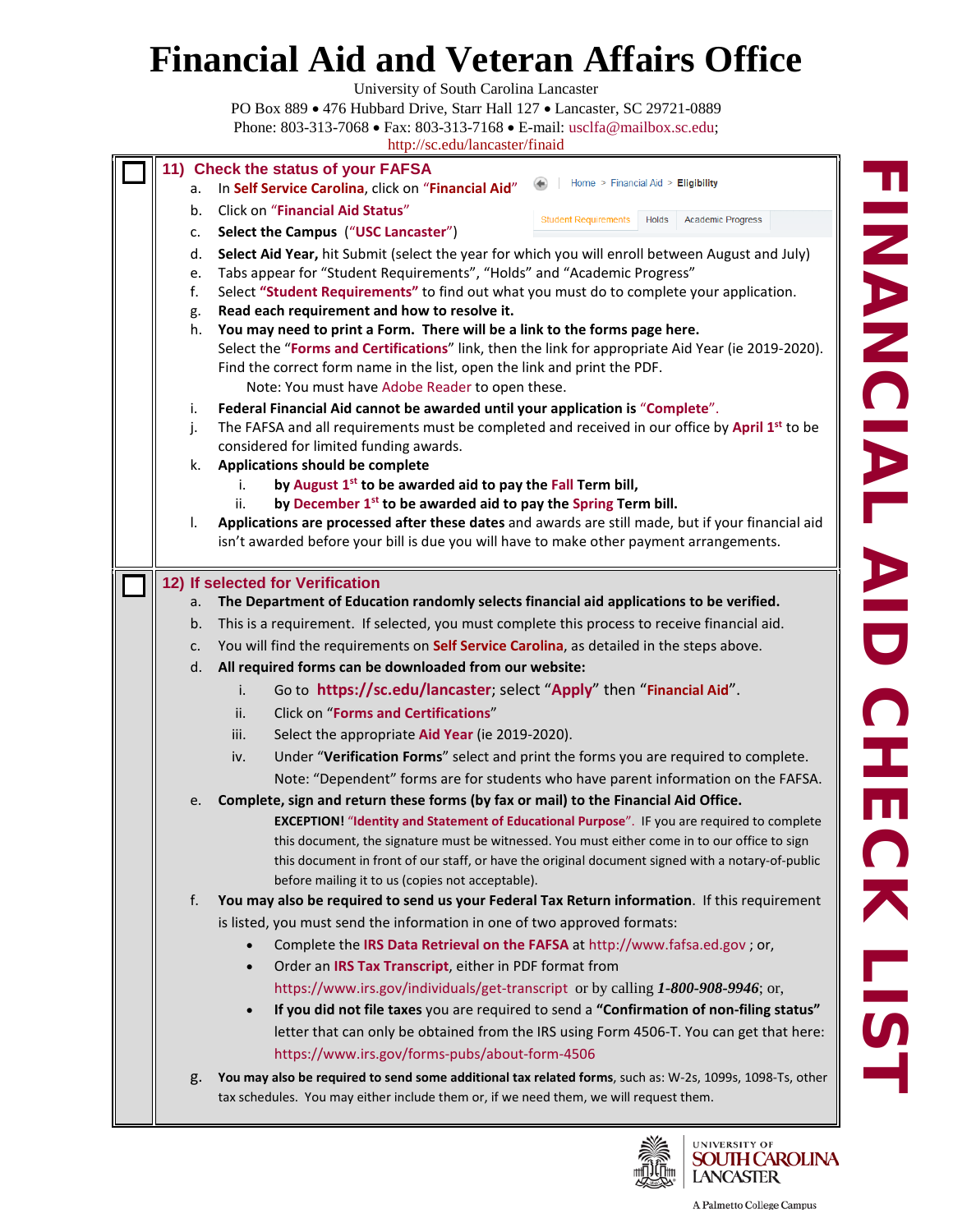# Financial Aid and Veteran Affairs Office

University of South Carolina Lancaster

PO Box 889 • 476 Hubbard Drive, Starr Hall 127 • Lancaster, SC 29721-0889

Phone: 803-313-7068 • Fax: 803-313-7168 • E-mail: usclfa@mailbox.sc.edu; http://sc.edu/lancaster/finaid

**FINANCIAL AID CHECK LIST**

## ☐ 11) Check the status of your FAFSA

a. In **Self Service Carolina**, click on **"Financial Aid"**

b. Click on **"Financial Aid Status"**

c. **Select the Campus** (**"USC Lancaster"**)

d. **Select Aid Year,** hit Submit (select the year for which you will enroll between August and July)

e. Tabs appear for "Student Requirements", "Holds" and "Academic Progress"

f. Select **"Student Requirements"** to find out what you must do to complete your application.

g. **Read each requirement and how to resolve it.**

h. **You may need to print a Form. There will be a link to the forms page here.** Select the "**Forms and Certifications**" link, then the link for appropriate Aid Year (ie 2019-2020). Find the correct form name in the list, open the link and print the PDF.

   Note: You must have Adobe Reader to open these.

i. **Federal Financial Aid cannot be awarded until your application is "Complete".**

j. The FAFSA and all requirements must be completed and received in our office by **April 1st** to be considered for limited funding awards.

k. **Applications should be complete**

   i. **by August 1st to be awarded aid to pay the Fall Term bill,**

   ii. **by December 1st to be awarded aid to pay the Spring Term bill.**

l. **Applications are processed after these dates** and awards are still made, but if your financial aid isn't awarded before your bill is due you will have to make other payment arrangements.

## ☐ 12) If selected for Verification

a. **The Department of Education randomly selects financial aid applications to be verified.**

b. This is a requirement. If selected, you must complete this process to receive financial aid.

c. You will find the requirements on **Self Service Carolina**, as detailed in the steps above.

d. **All required forms can be downloaded from our website:**

   i. Go to **https://sc.edu/lancaster**; select "**Apply**" then "**Financial Aid**".

   ii. Click on "**Forms and Certifications**"

   iii. Select the appropriate **Aid Year** (ie 2019-2020).

   iv. Under "**Verification Forms**" select and print the forms you are required to complete.

   Note: "Dependent" forms are for students who have parent information on the FAFSA.

e. **Complete, sign and return these forms (by fax or mail) to the Financial Aid Office.**

   **EXCEPTION!** "**Identity and Statement of Educational Purpose**". If you are required to complete this document, the signature must be witnessed. You must either come in to our office to sign this document in front of our staff, or have the original document signed with a notary-of-public before mailing it to us (copies not acceptable).

f. **You may also be required to send us your Federal Tax Return information**. If this requirement is listed, you must send the information in one of two approved formats:

   - Complete the **IRS Data Retrieval on the FAFSA** at http://www.fafsa.ed.gov ; or,
   - Order an **IRS Tax Transcript**, either in PDF format from https://www.irs.gov/individuals/get-transcript or by calling ***1-800-908-9946***; or,
   - **If you did not file taxes** you are required to send a **"Confirmation of non-filing status"** letter that can only be obtained from the IRS using Form 4506-T. You can get that here: https://www.irs.gov/forms-pubs/about-form-4506

g. **You may also be required to send some additional tax related forms**, such as: W-2s, 1099s, 1098-Ts, other tax schedules. You may either include them or, if we need them, we will request them.

University of South Carolina Lancaster — A Palmetto College Campus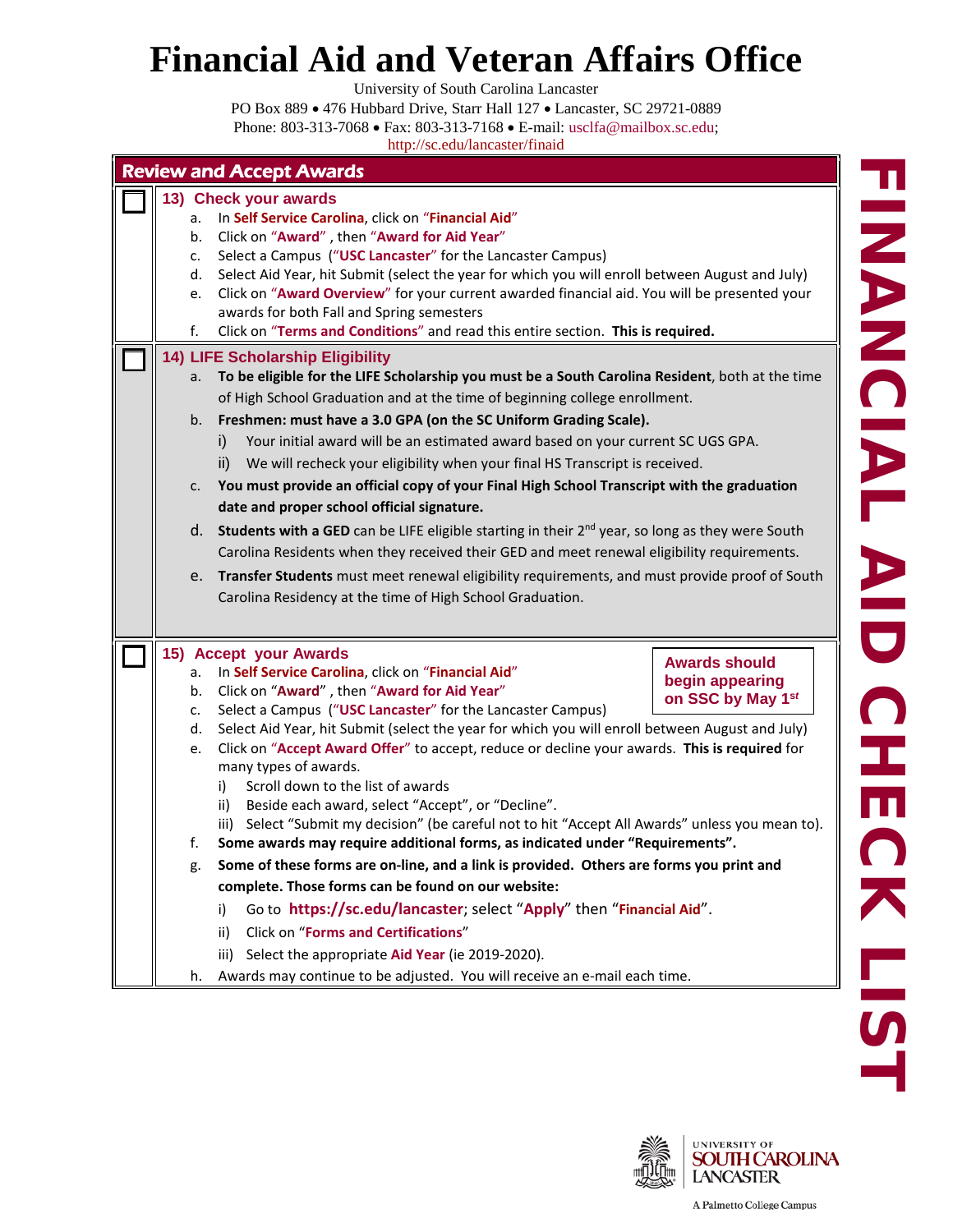# Financial Aid and Veteran Affairs Office

University of South Carolina Lancaster

PO Box 889 • 476 Hubbard Drive, Starr Hall 127 • Lancaster, SC 29721-0889

Phone: 803-313-7068 • Fax: 803-313-7168 • E-mail: usclfa@mailbox.sc.edu;

http://sc.edu/lancaster/finaid

**FINANCIAL AID CHECK LIST**

## Review and Accept Awards

### ☐ 13) Check your awards

a. In **Self Service Carolina**, click on "**Financial Aid**"

b. Click on "**Award**" , then "**Award for Aid Year**"

c. Select a Campus ("**USC Lancaster**" for the Lancaster Campus)

d. Select Aid Year, hit Submit (select the year for which you will enroll between August and July)

e. Click on "**Award Overview**" for your current awarded financial aid. You will be presented your awards for both Fall and Spring semesters

f. Click on "**Terms and Conditions**" and read this entire section. **This is required.**

### ☐ 14) LIFE Scholarship Eligibility

a. **To be eligible for the LIFE Scholarship you must be a South Carolina Resident**, both at the time of High School Graduation and at the time of beginning college enrollment.

b. **Freshmen: must have a 3.0 GPA (on the SC Uniform Grading Scale).**

   i) Your initial award will be an estimated award based on your current SC UGS GPA.

   ii) We will recheck your eligibility when your final HS Transcript is received.

c. **You must provide an official copy of your Final High School Transcript with the graduation date and proper school official signature.**

d. **Students with a GED** can be LIFE eligible starting in their 2nd year, so long as they were South Carolina Residents when they received their GED and meet renewal eligibility requirements.

e. **Transfer Students** must meet renewal eligibility requirements, and must provide proof of South Carolina Residency at the time of High School Graduation.

### ☐ 15) Accept your Awards

**Awards should begin appearing on SSC by May 1*st***

a. In **Self Service Carolina**, click on "**Financial Aid**"

b. Click on "**Award**" , then "**Award for Aid Year**"

c. Select a Campus ("**USC Lancaster**" for the Lancaster Campus)

d. Select Aid Year, hit Submit (select the year for which you will enroll between August and July)

e. Click on "**Accept Award Offer**" to accept, reduce or decline your awards. **This is required** for many types of awards.

   i) Scroll down to the list of awards

   ii) Beside each award, select "Accept", or "Decline".

   iii) Select "Submit my decision" (be careful not to hit "Accept All Awards" unless you mean to).

f. **Some awards may require additional forms, as indicated under "Requirements".**

g. **Some of these forms are on-line, and a link is provided. Others are forms you print and complete. Those forms can be found on our website:**

   i) Go to **https://sc.edu/lancaster**; select "**Apply**" then "**Financial Aid**".

   ii) Click on "**Forms and Certifications**"

   iii) Select the appropriate **Aid Year** (ie 2019-2020).

h. Awards may continue to be adjusted. You will receive an e-mail each time.

University of South Carolina Lancaster

A Palmetto College Campus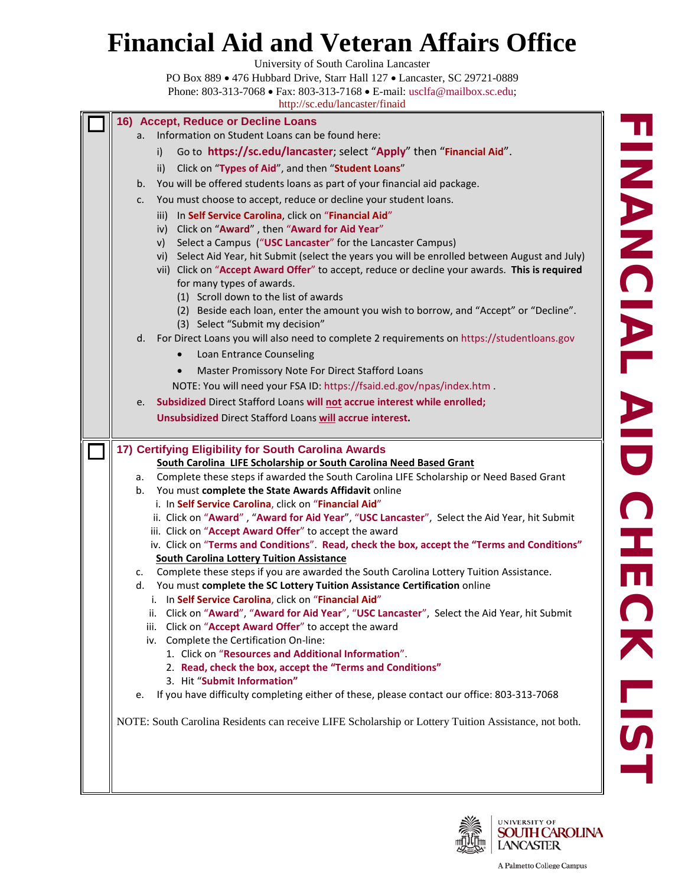# Financial Aid and Veteran Affairs Office

University of South Carolina Lancaster

PO Box 889 • 476 Hubbard Drive, Starr Hall 127 • Lancaster, SC 29721-0889

Phone: 803-313-7068 • Fax: 803-313-7168 • E-mail: usclfa@mailbox.sc.edu;

http://sc.edu/lancaster/finaid

## FINANCIAL AID CHECK LIST

### ☐ 16) Accept, Reduce or Decline Loans

a. Information on Student Loans can be found here:
   - i) Go to **https://sc.edu/lancaster**; select "**Apply**" then "**Financial Aid**".
   - ii) Click on "**Types of Aid**", and then "**Student Loans**"

b. You will be offered students loans as part of your financial aid package.

c. You must choose to accept, reduce or decline your student loans.
   - iii) In **Self Service Carolina**, click on "**Financial Aid**"
   - iv) Click on "**Award**" , then "**Award for Aid Year**"
   - v) Select a Campus ("**USC Lancaster**" for the Lancaster Campus)
   - vi) Select Aid Year, hit Submit (select the years you will be enrolled between August and July)
   - vii) Click on "**Accept Award Offer**" to accept, reduce or decline your awards. **This is required** for many types of awards.
     - (1) Scroll down to the list of awards
     - (2) Beside each loan, enter the amount you wish to borrow, and "Accept" or "Decline".
     - (3) Select "Submit my decision"

d. For Direct Loans you will also need to complete 2 requirements on https://studentloans.gov
   - Loan Entrance Counseling
   - Master Promissory Note For Direct Stafford Loans

   NOTE: You will need your FSA ID: https://fsaid.ed.gov/npas/index.htm .

e. **Subsidized** Direct Stafford Loans **will not accrue interest while enrolled;**
   **Unsubsidized** Direct Stafford Loans **will accrue interest.**

### ☐ 17) Certifying Eligibility for South Carolina Awards

**South Carolina LIFE Scholarship or South Carolina Need Based Grant**

a. Complete these steps if awarded the South Carolina LIFE Scholarship or Need Based Grant

b. You must **complete the State Awards Affidavit** online
   - i. In **Self Service Carolina**, click on "**Financial Aid**"
   - ii. Click on "**Award**" , "**Award for Aid Year**", "**USC Lancaster**", Select the Aid Year, hit Submit
   - iii. Click on "**Accept Award Offer**" to accept the award
   - iv. Click on "**Terms and Conditions**". **Read, check the box, accept the "Terms and Conditions"**

**South Carolina Lottery Tuition Assistance**

c. Complete these steps if you are awarded the South Carolina Lottery Tuition Assistance.

d. You must **complete the SC Lottery Tuition Assistance Certification** online
   - i. In **Self Service Carolina**, click on "**Financial Aid**"
   - ii. Click on "**Award**", "**Award for Aid Year**", "**USC Lancaster**", Select the Aid Year, hit Submit
   - iii. Click on "**Accept Award Offer**" to accept the award
   - iv. Complete the Certification On-line:
     1. Click on "**Resources and Additional Information**".
     2. **Read, check the box, accept the "Terms and Conditions"**
     3. Hit "**Submit Information**"

e. If you have difficulty completing either of these, please contact our office: 803-313-7068

NOTE: South Carolina Residents can receive LIFE Scholarship or Lottery Tuition Assistance, not both.

University of South Carolina Lancaster — A Palmetto College Campus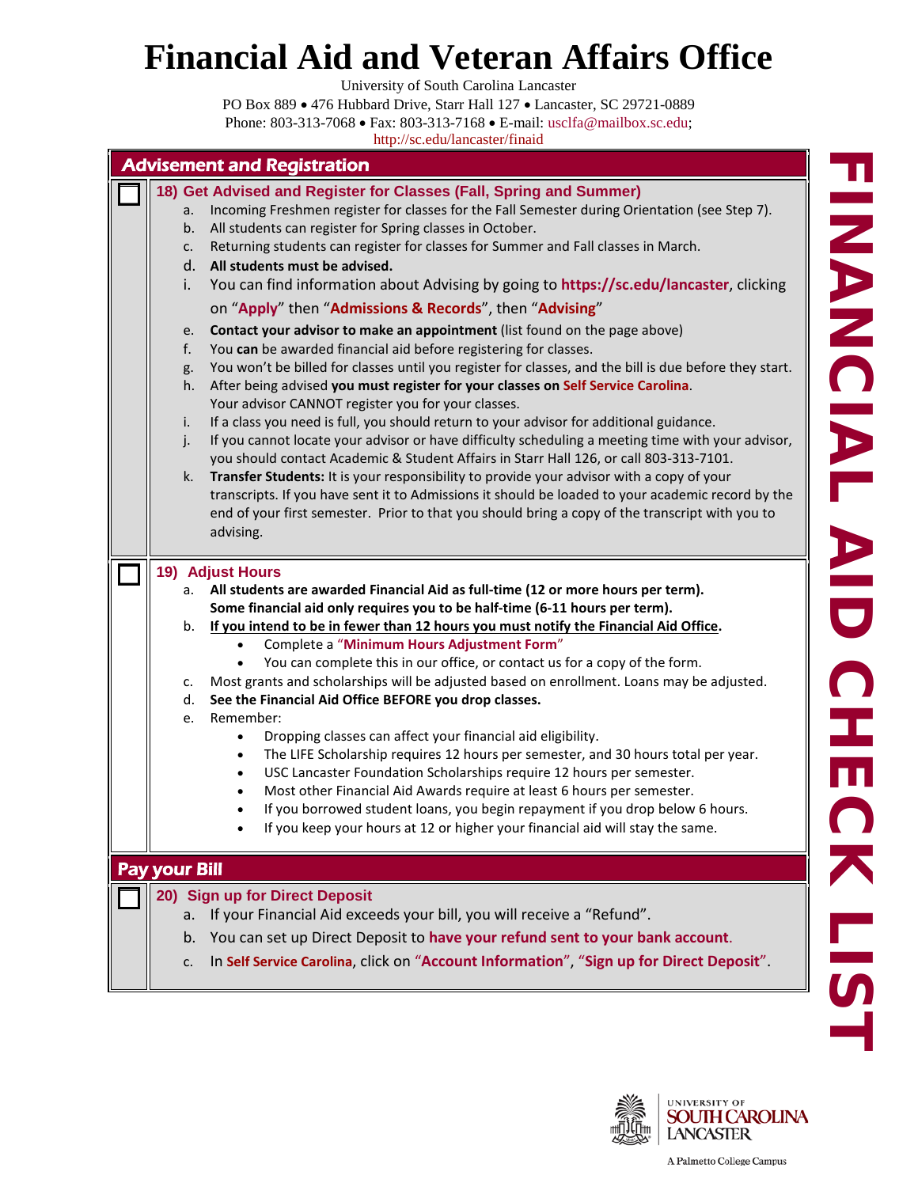# Financial Aid and Veteran Affairs Office

University of South Carolina Lancaster

PO Box 889 • 476 Hubbard Drive, Starr Hall 127 • Lancaster, SC 29721-0889

Phone: 803-313-7068 • Fax: 803-313-7168 • E-mail: usclfa@mailbox.sc.edu;

http://sc.edu/lancaster/finaid

## Advisement and Registration

### 18) Get Advised and Register for Classes (Fall, Spring and Summer)

a. Incoming Freshmen register for classes for the Fall Semester during Orientation (see Step 7).
b. All students can register for Spring classes in October.
c. Returning students can register for Summer and Fall classes in March.
d. **All students must be advised.**
i. You can find information about Advising by going to **https://sc.edu/lancaster**, clicking on "**Apply**" then "**Admissions & Records**", then "**Advising**"
e. **Contact your advisor to make an appointment** (list found on the page above)
f. You **can** be awarded financial aid before registering for classes.
g. You won't be billed for classes until you register for classes, and the bill is due before they start.
h. After being advised **you must register for your classes on Self Service Carolina**. Your advisor CANNOT register you for your classes.
i. If a class you need is full, you should return to your advisor for additional guidance.
j. If you cannot locate your advisor or have difficulty scheduling a meeting time with your advisor, you should contact Academic & Student Affairs in Starr Hall 126, or call 803-313-7101.
k. **Transfer Students:** It is your responsibility to provide your advisor with a copy of your transcripts. If you have sent it to Admissions it should be loaded to your academic record by the end of your first semester. Prior to that you should bring a copy of the transcript with you to advising.

### 19) Adjust Hours

a. **All students are awarded Financial Aid as full-time (12 or more hours per term). Some financial aid only requires you to be half-time (6-11 hours per term).**
b. **If you intend to be in fewer than 12 hours you must notify the Financial Aid Office.**
   - Complete a "**Minimum Hours Adjustment Form**"
   - You can complete this in our office, or contact us for a copy of the form.
c. Most grants and scholarships will be adjusted based on enrollment. Loans may be adjusted.
d. **See the Financial Aid Office BEFORE you drop classes.**
e. Remember:
   - Dropping classes can affect your financial aid eligibility.
   - The LIFE Scholarship requires 12 hours per semester, and 30 hours total per year.
   - USC Lancaster Foundation Scholarships require 12 hours per semester.
   - Most other Financial Aid Awards require at least 6 hours per semester.
   - If you borrowed student loans, you begin repayment if you drop below 6 hours.
   - If you keep your hours at 12 or higher your financial aid will stay the same.

## Pay your Bill

### 20) Sign up for Direct Deposit

a. If your Financial Aid exceeds your bill, you will receive a "Refund".
b. You can set up Direct Deposit to **have your refund sent to your bank account**.
c. In **Self Service Carolina**, click on "**Account Information**", "**Sign up for Direct Deposit**".

FINANCIAL AID CHECK LIST

University of South Carolina Lancaster

A Palmetto College Campus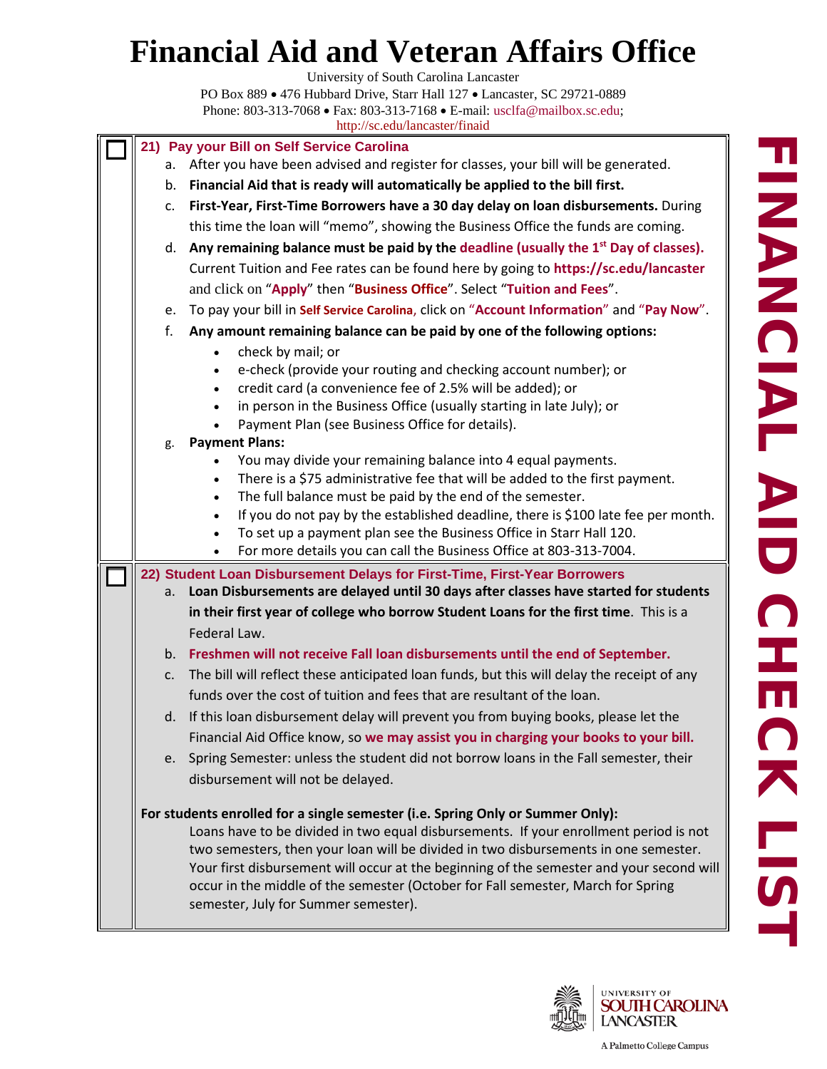# Financial Aid and Veteran Affairs Office

University of South Carolina Lancaster
PO Box 889 • 476 Hubbard Drive, Starr Hall 127 • Lancaster, SC 29721-0889
Phone: 803-313-7068 • Fax: 803-313-7168 • E-mail: usclfa@mailbox.sc.edu;
http://sc.edu/lancaster/finaid

**FINANCIAL AID CHECK LIST**

☐ **21) Pay your Bill on Self Service Carolina**

a. After you have been advised and register for classes, your bill will be generated.

b. **Financial Aid that is ready will automatically be applied to the bill first.**

c. **First-Year, First-Time Borrowers have a 30 day delay on loan disbursements.** During this time the loan will "memo", showing the Business Office the funds are coming.

d. **Any remaining balance must be paid by the deadline (usually the 1st Day of classes).** Current Tuition and Fee rates can be found here by going to **https://sc.edu/lancaster** and click on "**Apply**" then "**Business Office**". Select "**Tuition and Fees**".

e. To pay your bill in **Self Service Carolina**, click on "**Account Information**" and "**Pay Now**".

f. **Any amount remaining balance can be paid by one of the following options:**
   - check by mail; or
   - e-check (provide your routing and checking account number); or
   - credit card (a convenience fee of 2.5% will be added); or
   - in person in the Business Office (usually starting in late July); or
   - Payment Plan (see Business Office for details).

g. **Payment Plans:**
   - You may divide your remaining balance into 4 equal payments.
   - There is a $75 administrative fee that will be added to the first payment.
   - The full balance must be paid by the end of the semester.
   - If you do not pay by the established deadline, there is $100 late fee per month.
   - To set up a payment plan see the Business Office in Starr Hall 120.
   - For more details you can call the Business Office at 803-313-7004.

☐ **22) Student Loan Disbursement Delays for First-Time, First-Year Borrowers**

a. **Loan Disbursements are delayed until 30 days after classes have started for students in their first year of college who borrow Student Loans for the first time**. This is a Federal Law.

b. **Freshmen will not receive Fall loan disbursements until the end of September.**

c. The bill will reflect these anticipated loan funds, but this will delay the receipt of any funds over the cost of tuition and fees that are resultant of the loan.

d. If this loan disbursement delay will prevent you from buying books, please let the Financial Aid Office know, so **we may assist you in charging your books to your bill.**

e. Spring Semester: unless the student did not borrow loans in the Fall semester, their disbursement will not be delayed.

**For students enrolled for a single semester (i.e. Spring Only or Summer Only):**

Loans have to be divided in two equal disbursements. If your enrollment period is not two semesters, then your loan will be divided in two disbursements in one semester. Your first disbursement will occur at the beginning of the semester and your second will occur in the middle of the semester (October for Fall semester, March for Spring semester, July for Summer semester).

UNIVERSITY OF SOUTH CAROLINA LANCASTER
A Palmetto College Campus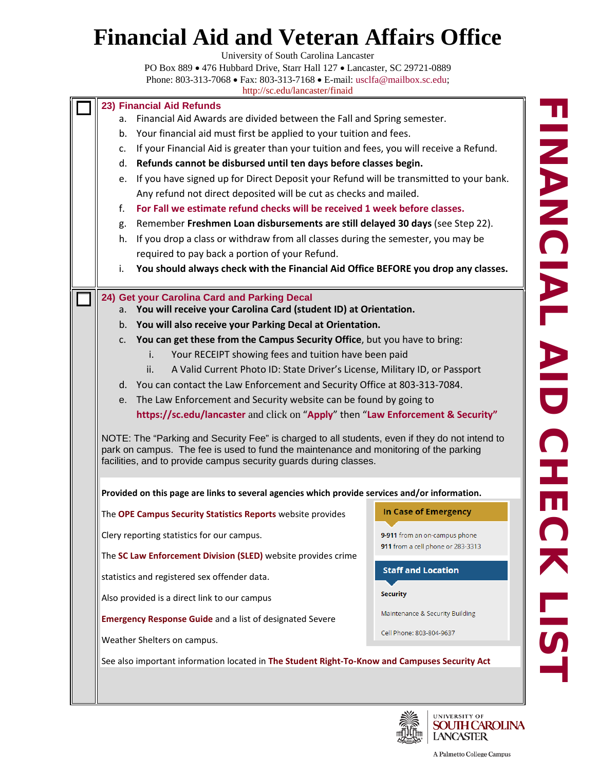# Financial Aid and Veteran Affairs Office

University of South Carolina Lancaster
PO Box 889 • 476 Hubbard Drive, Starr Hall 127 • Lancaster, SC 29721-0889
Phone: 803-313-7068 • Fax: 803-313-7168 • E-mail: usclfa@mailbox.sc.edu;
http://sc.edu/lancaster/finaid

## FINANCIAL AID CHECK LIST

### 23) Financial Aid Refunds

a. Financial Aid Awards are divided between the Fall and Spring semester.
b. Your financial aid must first be applied to your tuition and fees.
c. If your Financial Aid is greater than your tuition and fees, you will receive a Refund.
d. **Refunds cannot be disbursed until ten days before classes begin.**
e. If you have signed up for Direct Deposit your Refund will be transmitted to your bank. Any refund not direct deposited will be cut as checks and mailed.
f. **For Fall we estimate refund checks will be received 1 week before classes.**
g. Remember **Freshmen Loan disbursements are still delayed 30 days** (see Step 22).
h. If you drop a class or withdraw from all classes during the semester, you may be required to pay back a portion of your Refund.
i. **You should always check with the Financial Aid Office BEFORE you drop any classes.**

### 24) Get your Carolina Card and Parking Decal

a. **You will receive your Carolina Card (student ID) at Orientation.**
b. **You will also receive your Parking Decal at Orientation.**
c. **You can get these from the Campus Security Office**, but you have to bring:
   i. Your RECEIPT showing fees and tuition have been paid
   ii. A Valid Current Photo ID: State Driver's License, Military ID, or Passport
d. You can contact the Law Enforcement and Security Office at 803-313-7084.
e. The Law Enforcement and Security website can be found by going to **https://sc.edu/lancaster** and click on "**Apply**" then "**Law Enforcement & Security**"

NOTE: The "Parking and Security Fee" is charged to all students, even if they do not intend to park on campus. The fee is used to fund the maintenance and monitoring of the parking facilities, and to provide campus security guards during classes.

**Provided on this page are links to several agencies which provide services and/or information.**

The **OPE Campus Security Statistics Reports** website provides Clery reporting statistics for our campus.

The **SC Law Enforcement Division (SLED)** website provides crime statistics and registered sex offender data.

Also provided is a direct link to our campus **Emergency Response Guide** and a list of designated Severe Weather Shelters on campus.

**In Case of Emergency**

**9-911** from an on-campus phone
**911** from a cell phone or 283-3313

**Staff and Location**

**Security**

Maintenance & Security Building

Cell Phone: 803-804-9637

See also important information located in **The Student Right-To-Know and Campuses Security Act**

UNIVERSITY OF SOUTH CAROLINA LANCASTER
A Palmetto College Campus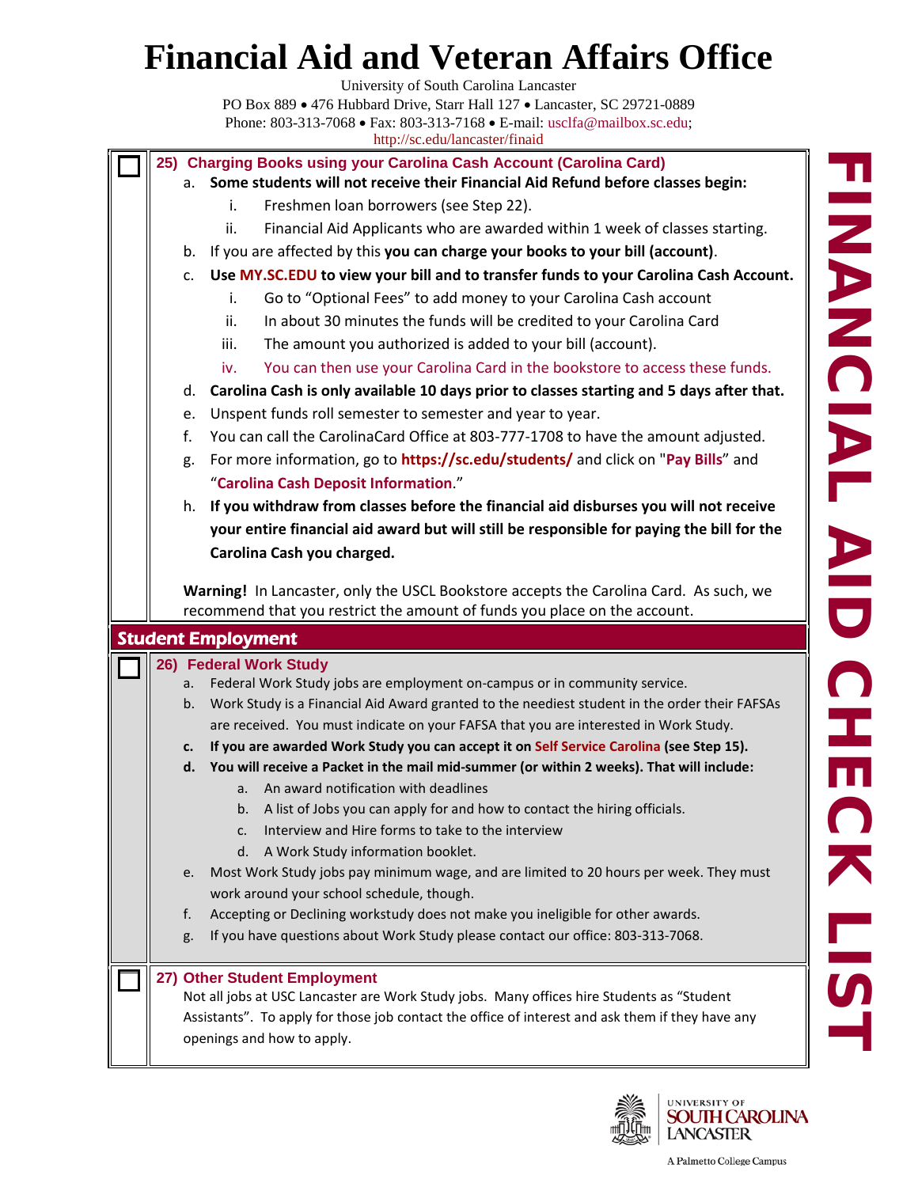# Financial Aid and Veteran Affairs Office

University of South Carolina Lancaster
PO Box 889 • 476 Hubbard Drive, Starr Hall 127 • Lancaster, SC 29721-0889
Phone: 803-313-7068 • Fax: 803-313-7168 • E-mail: usclfa@mailbox.sc.edu;
http://sc.edu/lancaster/finaid

### ☐ 25) Charging Books using your Carolina Cash Account (Carolina Card)

a. **Some students will not receive their Financial Aid Refund before classes begin:**
   i. Freshmen loan borrowers (see Step 22).
   ii. Financial Aid Applicants who are awarded within 1 week of classes starting.
b. If you are affected by this **you can charge your books to your bill (account)**.
c. **Use MY.SC.EDU to view your bill and to transfer funds to your Carolina Cash Account.**
   i. Go to "Optional Fees" to add money to your Carolina Cash account
   ii. In about 30 minutes the funds will be credited to your Carolina Card
   iii. The amount you authorized is added to your bill (account).
   iv. You can then use your Carolina Card in the bookstore to access these funds.
d. **Carolina Cash is only available 10 days prior to classes starting and 5 days after that.**
e. Unspent funds roll semester to semester and year to year.
f. You can call the CarolinaCard Office at 803-777-1708 to have the amount adjusted.
g. For more information, go to **https://sc.edu/students/** and click on "**Pay Bills**" and "**Carolina Cash Deposit Information**."
h. **If you withdraw from classes before the financial aid disburses you will not receive your entire financial aid award but will still be responsible for paying the bill for the Carolina Cash you charged.**

**Warning!** In Lancaster, only the USCL Bookstore accepts the Carolina Card. As such, we recommend that you restrict the amount of funds you place on the account.

## Student Employment

### ☐ 26) Federal Work Study

a. Federal Work Study jobs are employment on-campus or in community service.
b. Work Study is a Financial Aid Award granted to the neediest student in the order their FAFSAs are received. You must indicate on your FAFSA that you are interested in Work Study.
c. **If you are awarded Work Study you can accept it on Self Service Carolina (see Step 15).**
d. **You will receive a Packet in the mail mid-summer (or within 2 weeks). That will include:**
   a. An award notification with deadlines
   b. A list of Jobs you can apply for and how to contact the hiring officials.
   c. Interview and Hire forms to take to the interview
   d. A Work Study information booklet.
e. Most Work Study jobs pay minimum wage, and are limited to 20 hours per week. They must work around your school schedule, though.
f. Accepting or Declining workstudy does not make you ineligible for other awards.
g. If you have questions about Work Study please contact our office: 803-313-7068.

### ☐ 27) Other Student Employment

Not all jobs at USC Lancaster are Work Study jobs. Many offices hire Students as "Student Assistants". To apply for those job contact the office of interest and ask them if they have any openings and how to apply.

FINANCIAL AID CHECK LIST

UNIVERSITY OF SOUTH CAROLINA LANCASTER
A Palmetto College Campus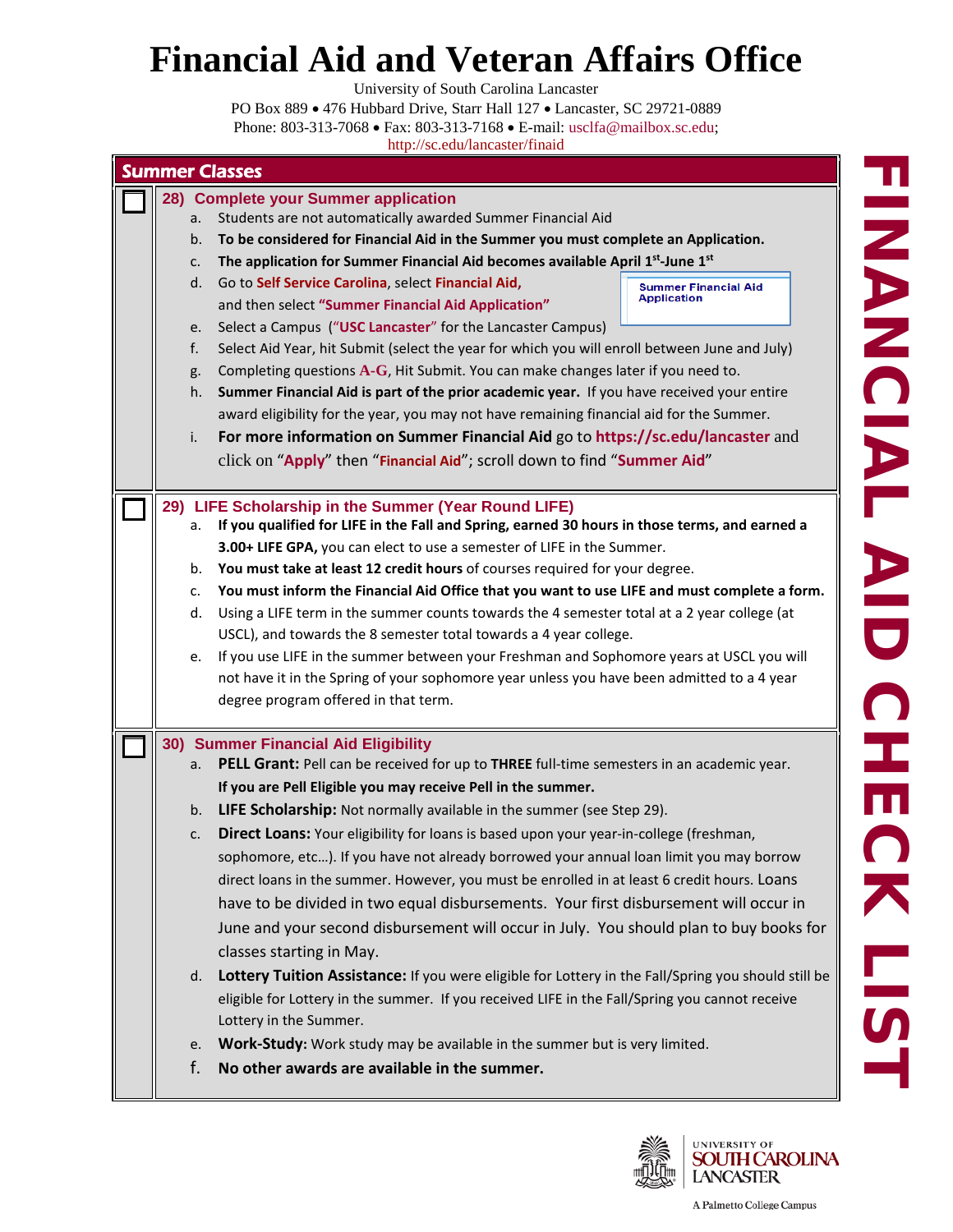# Financial Aid and Veteran Affairs Office

University of South Carolina Lancaster
PO Box 889 • 476 Hubbard Drive, Starr Hall 127 • Lancaster, SC 29721-0889
Phone: 803-313-7068 • Fax: 803-313-7168 • E-mail: usclfa@mailbox.sc.edu;
http://sc.edu/lancaster/finaid

## Summer Classes

### 28) Complete your Summer application

a. Students are not automatically awarded Summer Financial Aid
b. **To be considered for Financial Aid in the Summer you must complete an Application.**
c. **The application for Summer Financial Aid becomes available April 1st-June 1st**
d. Go to **Self Service Carolina**, select **Financial Aid,** and then select **"Summer Financial Aid Application"**

   Summer Financial Aid Application

e. Select a Campus ("**USC Lancaster**" for the Lancaster Campus)
f. Select Aid Year, hit Submit (select the year for which you will enroll between June and July)
g. Completing questions **A-G**, Hit Submit. You can make changes later if you need to.
h. **Summer Financial Aid is part of the prior academic year.** If you have received your entire award eligibility for the year, you may not have remaining financial aid for the Summer.
i. **For more information on Summer Financial Aid** go to **https://sc.edu/lancaster** and click on "**Apply**" then "**Financial Aid**"; scroll down to find "**Summer Aid**"

### 29) LIFE Scholarship in the Summer (Year Round LIFE)

a. **If you qualified for LIFE in the Fall and Spring, earned 30 hours in those terms, and earned a 3.00+ LIFE GPA,** you can elect to use a semester of LIFE in the Summer.
b. **You must take at least 12 credit hours** of courses required for your degree.
c. **You must inform the Financial Aid Office that you want to use LIFE and must complete a form.**
d. Using a LIFE term in the summer counts towards the 4 semester total at a 2 year college (at USCL), and towards the 8 semester total towards a 4 year college.
e. If you use LIFE in the summer between your Freshman and Sophomore years at USCL you will not have it in the Spring of your sophomore year unless you have been admitted to a 4 year degree program offered in that term.

### 30) Summer Financial Aid Eligibility

a. **PELL Grant:** Pell can be received for up to **THREE** full-time semesters in an academic year. **If you are Pell Eligible you may receive Pell in the summer.**
b. **LIFE Scholarship:** Not normally available in the summer (see Step 29).
c. **Direct Loans:** Your eligibility for loans is based upon your year-in-college (freshman, sophomore, etc…). If you have not already borrowed your annual loan limit you may borrow direct loans in the summer. However, you must be enrolled in at least 6 credit hours. Loans have to be divided in two equal disbursements. Your first disbursement will occur in June and your second disbursement will occur in July. You should plan to buy books for classes starting in May.
d. **Lottery Tuition Assistance:** If you were eligible for Lottery in the Fall/Spring you should still be eligible for Lottery in the summer. If you received LIFE in the Fall/Spring you cannot receive Lottery in the Summer.
e. **Work-Study:** Work study may be available in the summer but is very limited.
f. **No other awards are available in the summer.**

FINANCIAL AID CHECK LIST

University of South Carolina Lancaster
A Palmetto College Campus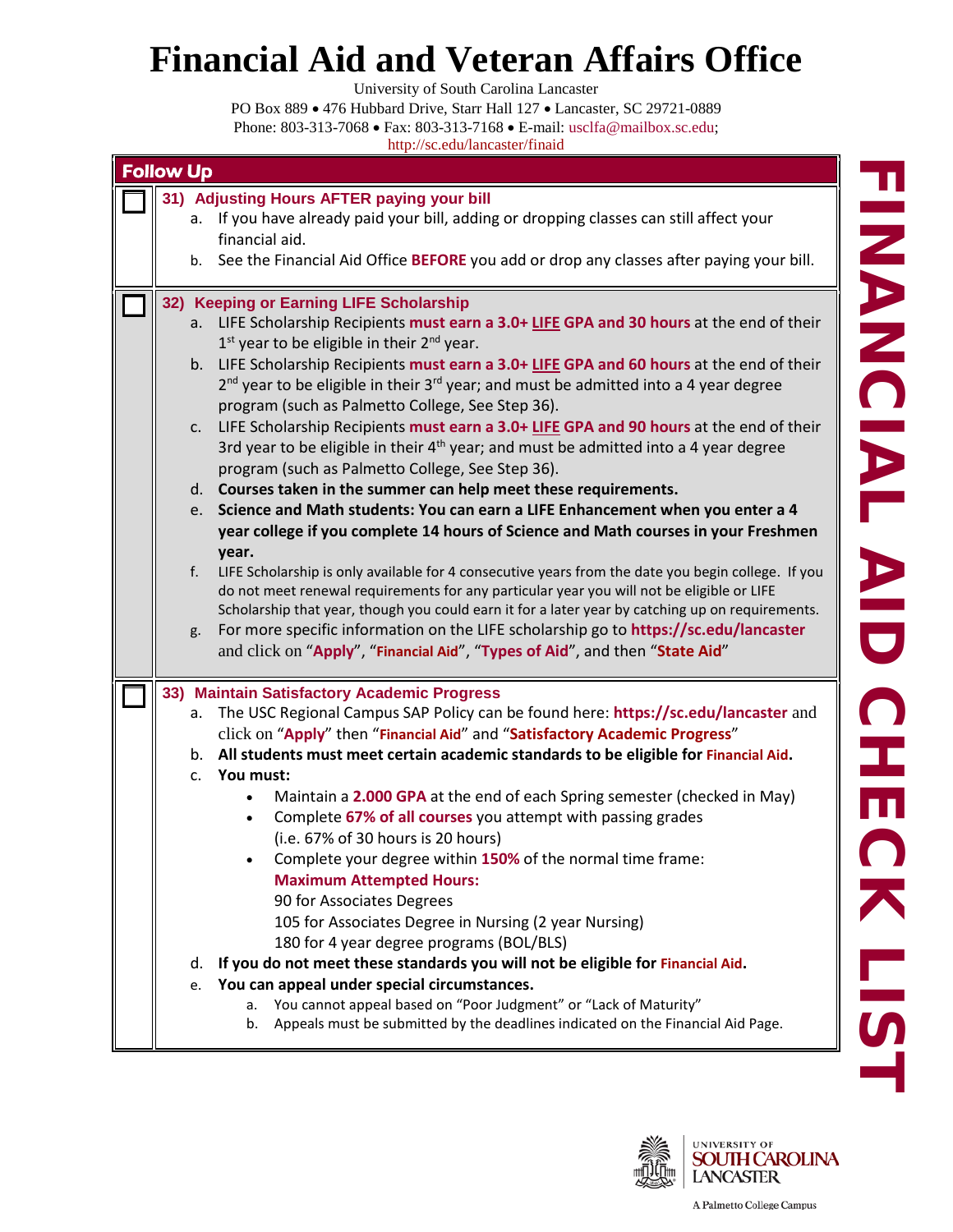# Financial Aid and Veteran Affairs Office

University of South Carolina Lancaster

PO Box 889 • 476 Hubbard Drive, Starr Hall 127 • Lancaster, SC 29721-0889

Phone: 803-313-7068 • Fax: 803-313-7168 • E-mail: usclfa@mailbox.sc.edu;

http://sc.edu/lancaster/finaid

## Follow Up

### ☐ 31) Adjusting Hours AFTER paying your bill

a. If you have already paid your bill, adding or dropping classes can still affect your financial aid.

b. See the Financial Aid Office **BEFORE** you add or drop any classes after paying your bill.

### ☐ 32) Keeping or Earning LIFE Scholarship

a. LIFE Scholarship Recipients **must earn a 3.0+ LIFE GPA and 30 hours** at the end of their 1st year to be eligible in their 2nd year.

b. LIFE Scholarship Recipients **must earn a 3.0+ LIFE GPA and 60 hours** at the end of their 2nd year to be eligible in their 3rd year; and must be admitted into a 4 year degree program (such as Palmetto College, See Step 36).

c. LIFE Scholarship Recipients **must earn a 3.0+ LIFE GPA and 90 hours** at the end of their 3rd year to be eligible in their 4th year; and must be admitted into a 4 year degree program (such as Palmetto College, See Step 36).

d. **Courses taken in the summer can help meet these requirements.**

e. **Science and Math students: You can earn a LIFE Enhancement when you enter a 4 year college if you complete 14 hours of Science and Math courses in your Freshmen year.**

f. LIFE Scholarship is only available for 4 consecutive years from the date you begin college. If you do not meet renewal requirements for any particular year you will not be eligible or LIFE Scholarship that year, though you could earn it for a later year by catching up on requirements.

g. For more specific information on the LIFE scholarship go to **https://sc.edu/lancaster** and click on "**Apply**", "**Financial Aid**", "**Types of Aid**", and then "**State Aid**"

### ☐ 33) Maintain Satisfactory Academic Progress

a. The USC Regional Campus SAP Policy can be found here: **https://sc.edu/lancaster** and click on "**Apply**" then "**Financial Aid**" and "**Satisfactory Academic Progress**"

b. **All students must meet certain academic standards to be eligible for Financial Aid.**

c. **You must:**

- Maintain a **2.000 GPA** at the end of each Spring semester (checked in May)
- Complete **67% of all courses** you attempt with passing grades (i.e. 67% of 30 hours is 20 hours)
- Complete your degree within **150%** of the normal time frame:

  **Maximum Attempted Hours:**

  90 for Associates Degrees

  105 for Associates Degree in Nursing (2 year Nursing)

  180 for 4 year degree programs (BOL/BLS)

d. **If you do not meet these standards you will not be eligible for Financial Aid.**

e. **You can appeal under special circumstances.**

  a. You cannot appeal based on "Poor Judgment" or "Lack of Maturity"

  b. Appeals must be submitted by the deadlines indicated on the Financial Aid Page.

FINANCIAL AID CHECK LIST

University of South Carolina Lancaster

A Palmetto College Campus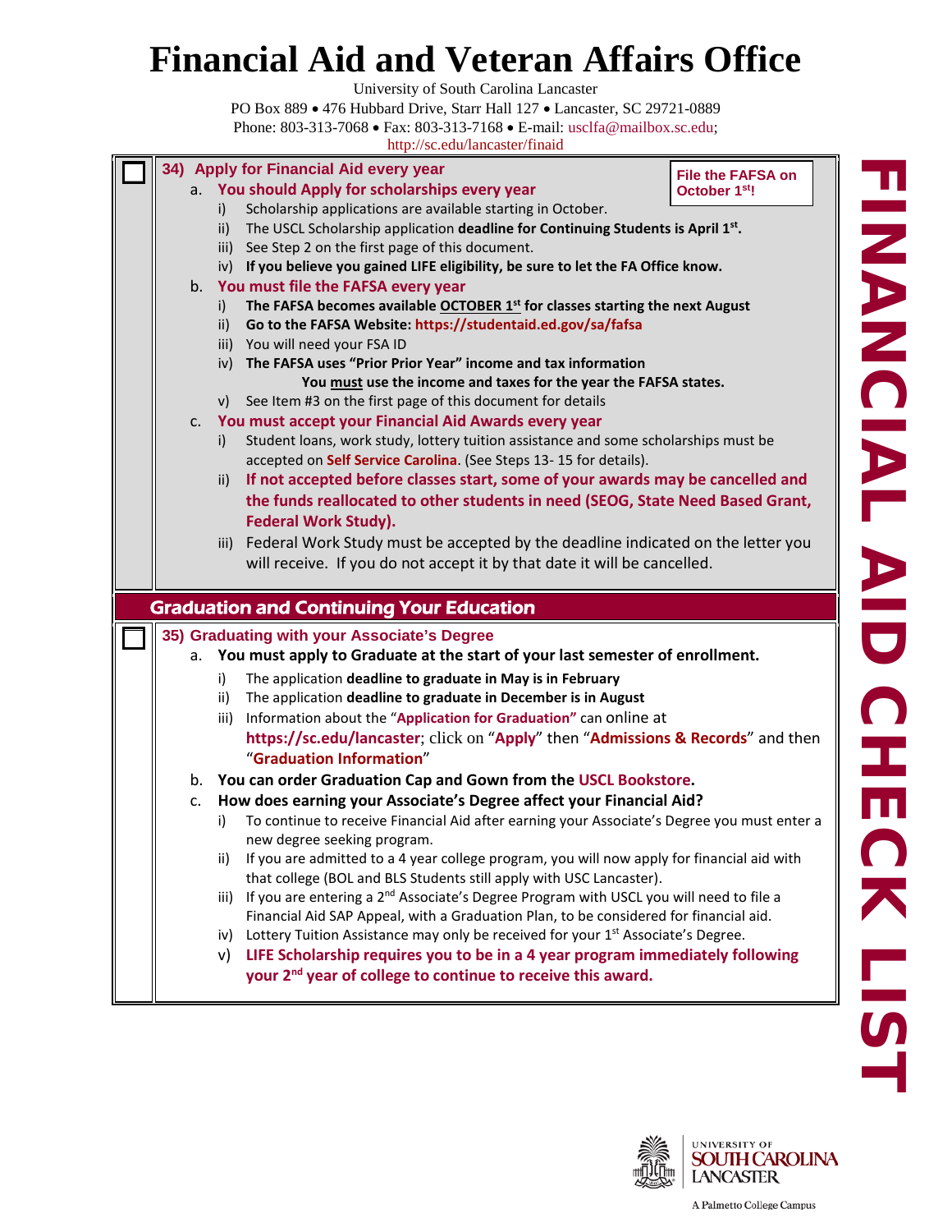# Financial Aid and Veteran Affairs Office

University of South Carolina Lancaster

PO Box 889 • 476 Hubbard Drive, Starr Hall 127 • Lancaster, SC 29721-0889

Phone: 803-313-7068 • Fax: 803-313-7168 • E-mail: usclfa@mailbox.sc.edu;

http://sc.edu/lancaster/finaid

**FINANCIAL AID CHECK LIST**

## ☐ 34) Apply for Financial Aid every year

**File the FAFSA on October 1st!**

a. **You should Apply for scholarships every year**
   - i) Scholarship applications are available starting in October.
   - ii) The USCL Scholarship application **deadline for Continuing Students is April 1st.**
   - iii) See Step 2 on the first page of this document.
   - iv) **If you believe you gained LIFE eligibility, be sure to let the FA Office know.**

b. **You must file the FAFSA every year**
   - i) **The FAFSA becomes available OCTOBER 1st for classes starting the next August**
   - ii) **Go to the FAFSA Website: https://studentaid.ed.gov/sa/fafsa**
   - iii) You will need your FSA ID
   - iv) **The FAFSA uses "Prior Prior Year" income and tax information**
     **You must use the income and taxes for the year the FAFSA states.**
   - v) See Item #3 on the first page of this document for details

c. **You must accept your Financial Aid Awards every year**
   - i) Student loans, work study, lottery tuition assistance and some scholarships must be accepted on **Self Service Carolina**. (See Steps 13- 15 for details).
   - ii) **If not accepted before classes start, some of your awards may be cancelled and the funds reallocated to other students in need (SEOG, State Need Based Grant, Federal Work Study).**
   - iii) Federal Work Study must be accepted by the deadline indicated on the letter you will receive. If you do not accept it by that date it will be cancelled.

## Graduation and Continuing Your Education

## ☐ 35) Graduating with your Associate's Degree

a. **You must apply to Graduate at the start of your last semester of enrollment.**
   - i) The application **deadline to graduate in May is in February**
   - ii) The application **deadline to graduate in December is in August**
   - iii) Information about the "**Application for Graduation**" can online at **https://sc.edu/lancaster**; click on "**Apply**" then "**Admissions & Records**" and then "**Graduation Information**"

b. **You can order Graduation Cap and Gown from the USCL Bookstore.**

c. **How does earning your Associate's Degree affect your Financial Aid?**
   - i) To continue to receive Financial Aid after earning your Associate's Degree you must enter a new degree seeking program.
   - ii) If you are admitted to a 4 year college program, you will now apply for financial aid with that college (BOL and BLS Students still apply with USC Lancaster).
   - iii) If you are entering a 2nd Associate's Degree Program with USCL you will need to file a Financial Aid SAP Appeal, with a Graduation Plan, to be considered for financial aid.
   - iv) Lottery Tuition Assistance may only be received for your 1st Associate's Degree.
   - v) **LIFE Scholarship requires you to be in a 4 year program immediately following your 2nd year of college to continue to receive this award.**

University of South Carolina Lancaster

A Palmetto College Campus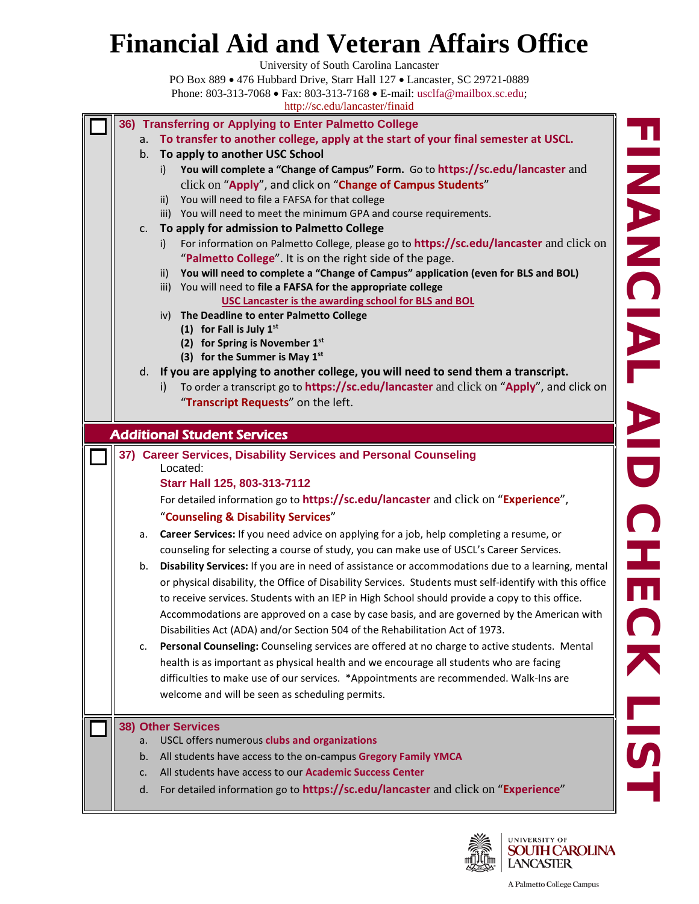# Financial Aid and Veteran Affairs Office

University of South Carolina Lancaster
PO Box 889 • 476 Hubbard Drive, Starr Hall 127 • Lancaster, SC 29721-0889
Phone: 803-313-7068 • Fax: 803-313-7168 • E-mail: usclfa@mailbox.sc.edu;
http://sc.edu/lancaster/finaid

FINANCIAL AID CHECK LIST

☐ **36) Transferring or Applying to Enter Palmetto College**

a. **To transfer to another college, apply at the start of your final semester at USCL.**

b. **To apply to another USC School**

   i) **You will complete a "Change of Campus" Form.** Go to **https://sc.edu/lancaster** and click on "**Apply**", and click on "**Change of Campus Students**"

   ii) You will need to file a FAFSA for that college

   iii) You will need to meet the minimum GPA and course requirements.

c. **To apply for admission to Palmetto College**

   i) For information on Palmetto College, please go to **https://sc.edu/lancaster** and click on "**Palmetto College**". It is on the right side of the page.

   ii) **You will need to complete a "Change of Campus" application (even for BLS and BOL)**

   iii) You will need to **file a FAFSA for the appropriate college**
   <u>USC Lancaster is the awarding school for BLS and BOL</u>

   iv) **The Deadline to enter Palmetto College**

      (1) **for Fall is July 1st**

      (2) **for Spring is November 1st**

      (3) **for the Summer is May 1st**

d. **If you are applying to another college, you will need to send them a transcript.**

   i) To order a transcript go to **https://sc.edu/lancaster** and click on "**Apply**", and click on "**Transcript Requests**" on the left.

## Additional Student Services

☐ **37) Career Services, Disability Services and Personal Counseling**

Located:
**Starr Hall 125, 803-313-7112**
For detailed information go to **https://sc.edu/lancaster** and click on "**Experience**", "**Counseling & Disability Services**"

a. **Career Services:** If you need advice on applying for a job, help completing a resume, or counseling for selecting a course of study, you can make use of USCL's Career Services.

b. **Disability Services:** If you are in need of assistance or accommodations due to a learning, mental or physical disability, the Office of Disability Services. Students must self-identify with this office to receive services. Students with an IEP in High School should provide a copy to this office. Accommodations are approved on a case by case basis, and are governed by the American with Disabilities Act (ADA) and/or Section 504 of the Rehabilitation Act of 1973.

c. **Personal Counseling:** Counseling services are offered at no charge to active students. Mental health is as important as physical health and we encourage all students who are facing difficulties to make use of our services. *Appointments are recommended. Walk-Ins are welcome and will be seen as scheduling permits.

☐ **38) Other Services**

a. USCL offers numerous **clubs and organizations**

b. All students have access to the on-campus **Gregory Family YMCA**

c. All students have access to our **Academic Success Center**

d. For detailed information go to **https://sc.edu/lancaster** and click on "**Experience**"

University of South Carolina Lancaster
A Palmetto College Campus